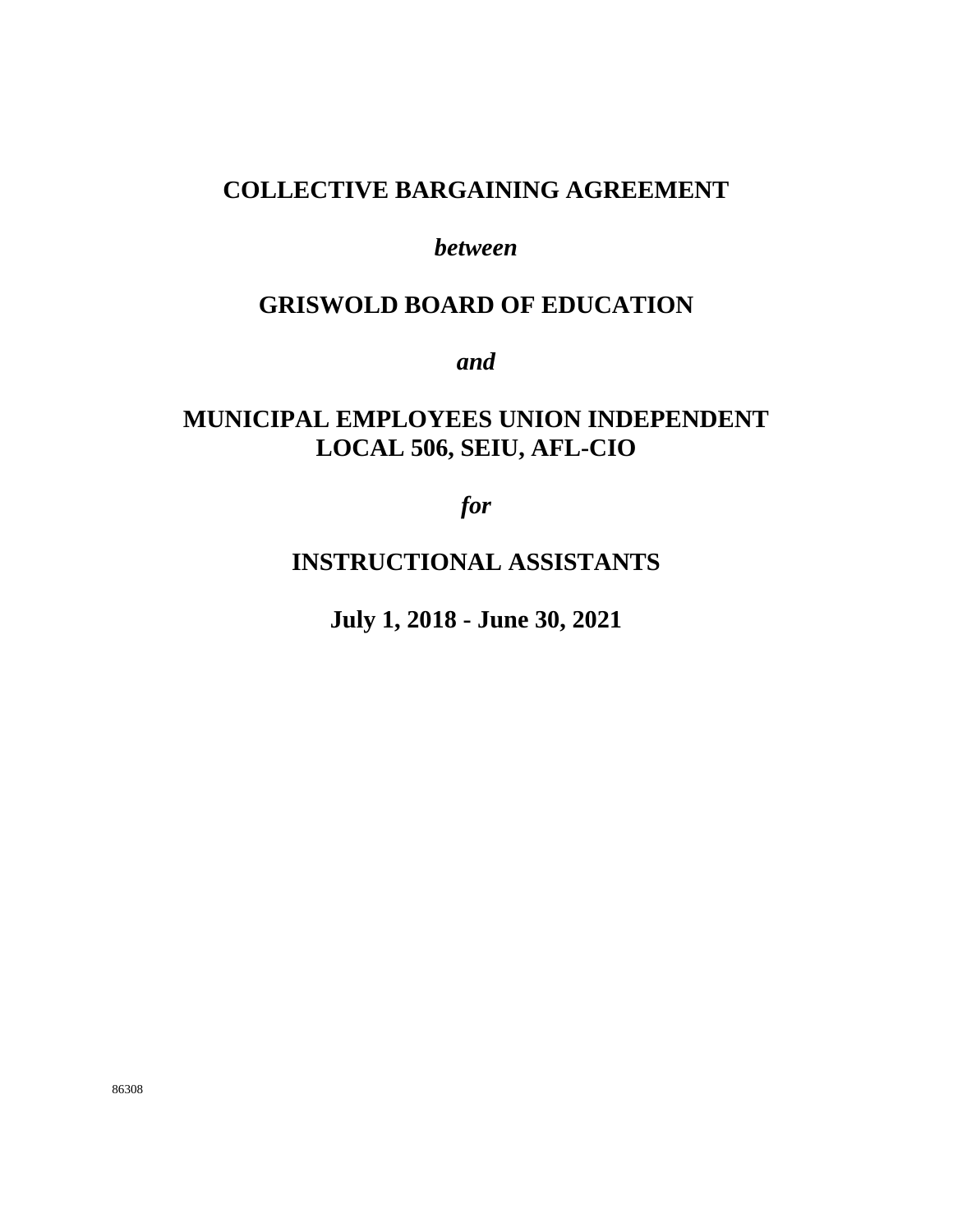# COLLECTIVE BARGAINING AGREEMENT

***between***

# GRISWOLD BOARD OF EDUCATION

***and***

# MUNICIPAL EMPLOYEES UNION INDEPENDENT LOCAL 506, SEIU, AFL-CIO

***for***

# INSTRUCTIONAL ASSISTANTS

**July 1, 2018 - June 30, 2021**

86308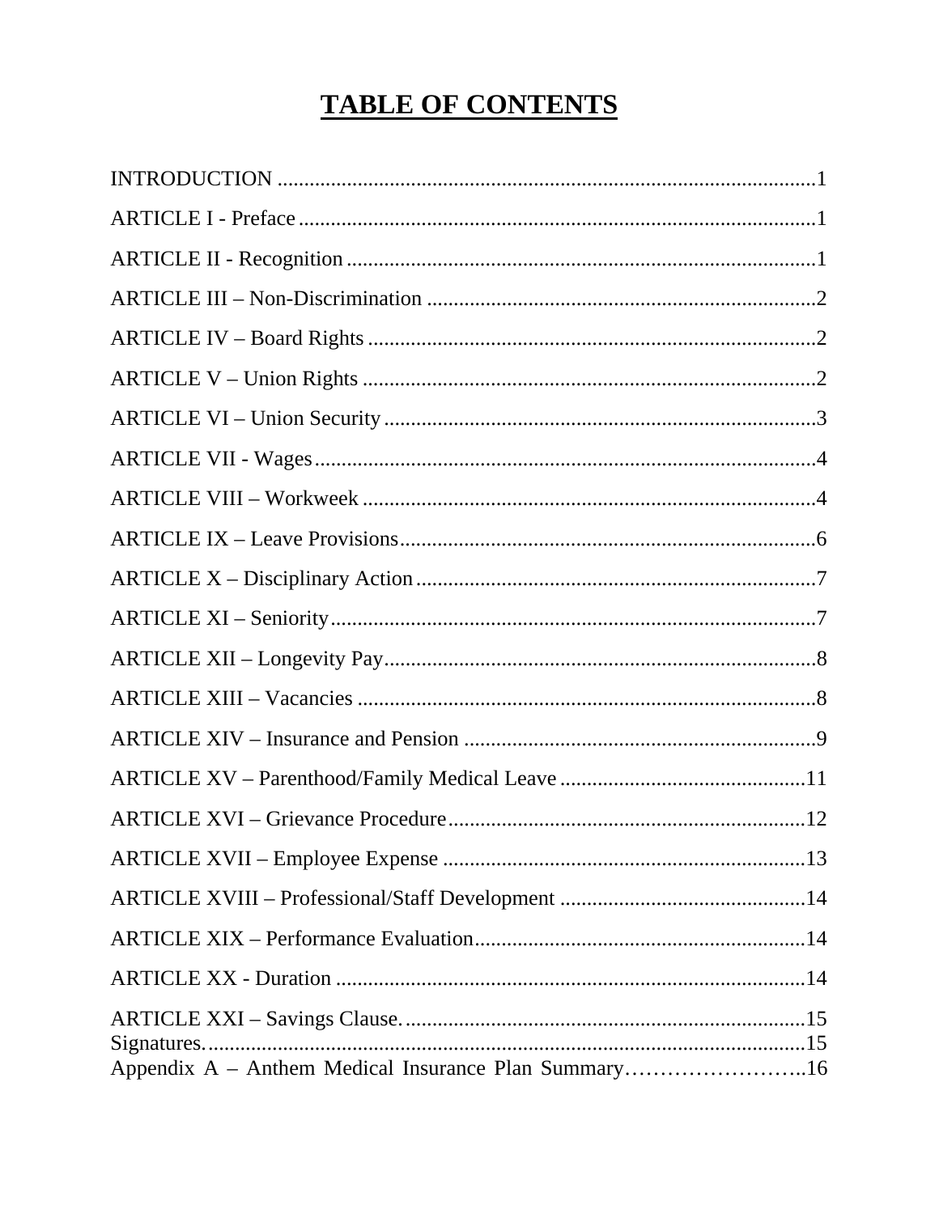# TABLE OF CONTENTS

INTRODUCTION ....................................................................................................1

ARTICLE I - Preface ................................................................................................1

ARTICLE II - Recognition .......................................................................................1

ARTICLE III – Non-Discrimination .........................................................................2

ARTICLE IV – Board Rights ....................................................................................2

ARTICLE V – Union Rights .....................................................................................2

ARTICLE VI – Union Security ................................................................................3

ARTICLE VII - Wages..............................................................................................4

ARTICLE VIII – Workweek .....................................................................................4

ARTICLE IX – Leave Provisions..............................................................................6

ARTICLE X – Disciplinary Action ...........................................................................7

ARTICLE XI – Seniority...........................................................................................7

ARTICLE XII – Longevity Pay.................................................................................8

ARTICLE XIII – Vacancies ......................................................................................8

ARTICLE XIV – Insurance and Pension ..................................................................9

ARTICLE XV – Parenthood/Family Medical Leave ..............................................11

ARTICLE XVI – Grievance Procedure...................................................................12

ARTICLE XVII – Employee Expense ....................................................................13

ARTICLE XVIII – Professional/Staff Development ..............................................14

ARTICLE XIX – Performance Evaluation..............................................................14

ARTICLE XX - Duration ........................................................................................14

ARTICLE XXI – Savings Clause............................................................................15

Signatures.................................................................................................................15

Appendix A – Anthem Medical Insurance Plan Summary……………………..16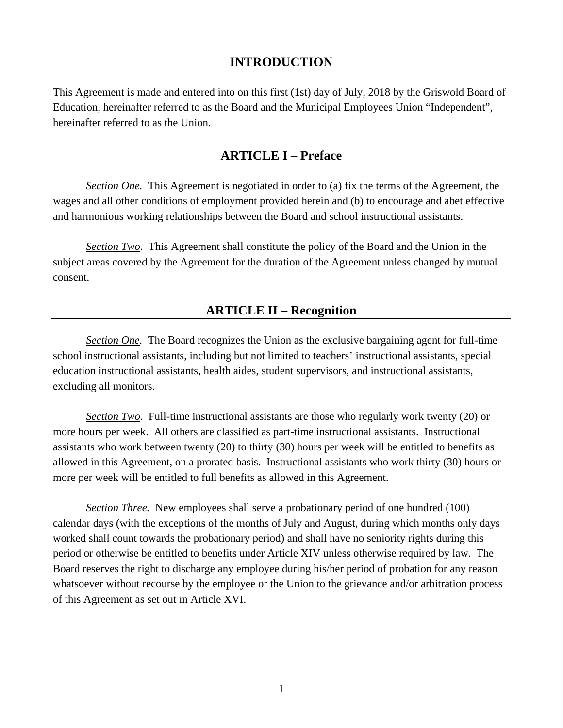## INTRODUCTION

This Agreement is made and entered into on this first (1st) day of July, 2018 by the Griswold Board of Education, hereinafter referred to as the Board and the Municipal Employees Union “Independent”, hereinafter referred to as the Union.

## ARTICLE I – Preface

*Section One.* This Agreement is negotiated in order to (a) fix the terms of the Agreement, the wages and all other conditions of employment provided herein and (b) to encourage and abet effective and harmonious working relationships between the Board and school instructional assistants.

*Section Two.* This Agreement shall constitute the policy of the Board and the Union in the subject areas covered by the Agreement for the duration of the Agreement unless changed by mutual consent.

## ARTICLE II – Recognition

*Section One.* The Board recognizes the Union as the exclusive bargaining agent for full-time school instructional assistants, including but not limited to teachers’ instructional assistants, special education instructional assistants, health aides, student supervisors, and instructional assistants, excluding all monitors.

*Section Two.* Full-time instructional assistants are those who regularly work twenty (20) or more hours per week. All others are classified as part-time instructional assistants. Instructional assistants who work between twenty (20) to thirty (30) hours per week will be entitled to benefits as allowed in this Agreement, on a prorated basis. Instructional assistants who work thirty (30) hours or more per week will be entitled to full benefits as allowed in this Agreement.

*Section Three.* New employees shall serve a probationary period of one hundred (100) calendar days (with the exceptions of the months of July and August, during which months only days worked shall count towards the probationary period) and shall have no seniority rights during this period or otherwise be entitled to benefits under Article XIV unless otherwise required by law. The Board reserves the right to discharge any employee during his/her period of probation for any reason whatsoever without recourse by the employee or the Union to the grievance and/or arbitration process of this Agreement as set out in Article XVI.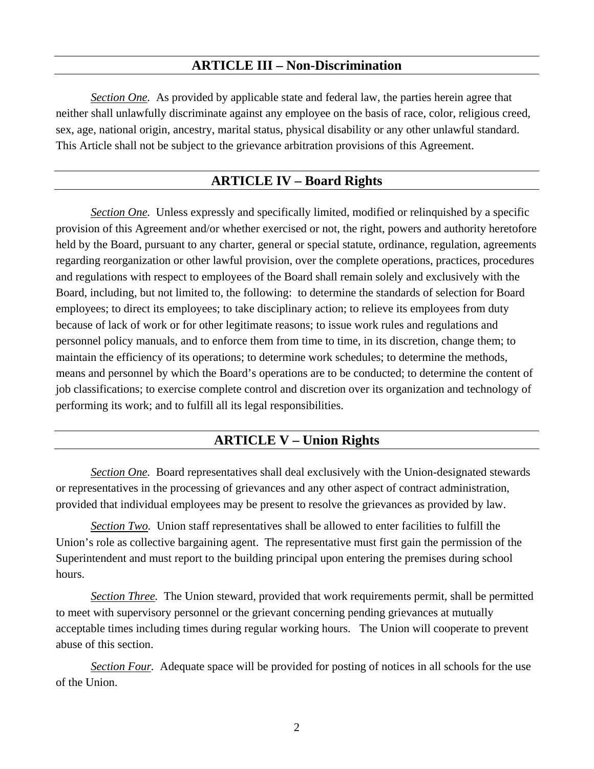## ARTICLE III – Non-Discrimination

*Section One.* As provided by applicable state and federal law, the parties herein agree that neither shall unlawfully discriminate against any employee on the basis of race, color, religious creed, sex, age, national origin, ancestry, marital status, physical disability or any other unlawful standard. This Article shall not be subject to the grievance arbitration provisions of this Agreement.

## ARTICLE IV – Board Rights

*Section One.* Unless expressly and specifically limited, modified or relinquished by a specific provision of this Agreement and/or whether exercised or not, the right, powers and authority heretofore held by the Board, pursuant to any charter, general or special statute, ordinance, regulation, agreements regarding reorganization or other lawful provision, over the complete operations, practices, procedures and regulations with respect to employees of the Board shall remain solely and exclusively with the Board, including, but not limited to, the following: to determine the standards of selection for Board employees; to direct its employees; to take disciplinary action; to relieve its employees from duty because of lack of work or for other legitimate reasons; to issue work rules and regulations and personnel policy manuals, and to enforce them from time to time, in its discretion, change them; to maintain the efficiency of its operations; to determine work schedules; to determine the methods, means and personnel by which the Board's operations are to be conducted; to determine the content of job classifications; to exercise complete control and discretion over its organization and technology of performing its work; and to fulfill all its legal responsibilities.

## ARTICLE V – Union Rights

*Section One.* Board representatives shall deal exclusively with the Union-designated stewards or representatives in the processing of grievances and any other aspect of contract administration, provided that individual employees may be present to resolve the grievances as provided by law.

*Section Two.* Union staff representatives shall be allowed to enter facilities to fulfill the Union's role as collective bargaining agent. The representative must first gain the permission of the Superintendent and must report to the building principal upon entering the premises during school hours.

*Section Three.* The Union steward, provided that work requirements permit, shall be permitted to meet with supervisory personnel or the grievant concerning pending grievances at mutually acceptable times including times during regular working hours. The Union will cooperate to prevent abuse of this section.

*Section Four.* Adequate space will be provided for posting of notices in all schools for the use of the Union.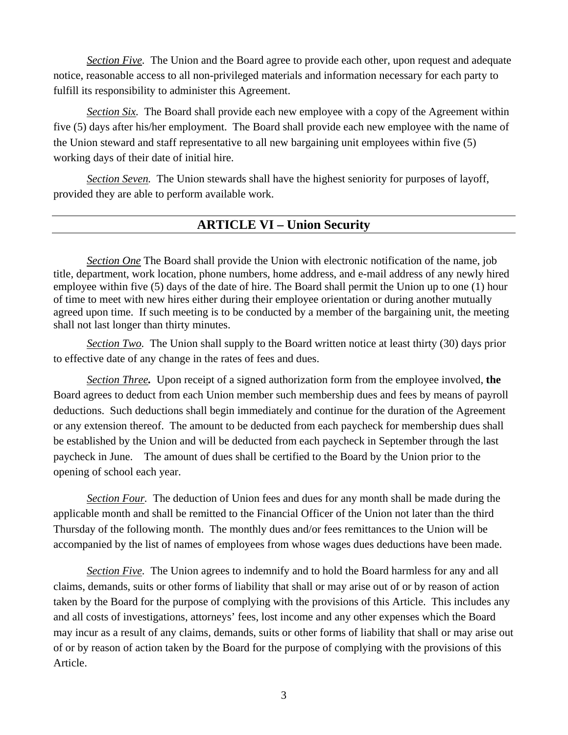*Section Five*. The Union and the Board agree to provide each other, upon request and adequate notice, reasonable access to all non-privileged materials and information necessary for each party to fulfill its responsibility to administer this Agreement.

*Section Six*. The Board shall provide each new employee with a copy of the Agreement within five (5) days after his/her employment. The Board shall provide each new employee with the name of the Union steward and staff representative to all new bargaining unit employees within five (5) working days of their date of initial hire.

*Section Seven.* The Union stewards shall have the highest seniority for purposes of layoff, provided they are able to perform available work.

## ARTICLE VI – Union Security

*Section One* The Board shall provide the Union with electronic notification of the name, job title, department, work location, phone numbers, home address, and e-mail address of any newly hired employee within five (5) days of the date of hire. The Board shall permit the Union up to one (1) hour of time to meet with new hires either during their employee orientation or during another mutually agreed upon time. If such meeting is to be conducted by a member of the bargaining unit, the meeting shall not last longer than thirty minutes.

*Section Two.* The Union shall supply to the Board written notice at least thirty (30) days prior to effective date of any change in the rates of fees and dues.

***Section Three*.** Upon receipt of a signed authorization form from the employee involved, **the** Board agrees to deduct from each Union member such membership dues and fees by means of payroll deductions. Such deductions shall begin immediately and continue for the duration of the Agreement or any extension thereof. The amount to be deducted from each paycheck for membership dues shall be established by the Union and will be deducted from each paycheck in September through the last paycheck in June. The amount of dues shall be certified to the Board by the Union prior to the opening of school each year.

*Section Four*. The deduction of Union fees and dues for any month shall be made during the applicable month and shall be remitted to the Financial Officer of the Union not later than the third Thursday of the following month. The monthly dues and/or fees remittances to the Union will be accompanied by the list of names of employees from whose wages dues deductions have been made.

*Section Five*. The Union agrees to indemnify and to hold the Board harmless for any and all claims, demands, suits or other forms of liability that shall or may arise out of or by reason of action taken by the Board for the purpose of complying with the provisions of this Article. This includes any and all costs of investigations, attorneys' fees, lost income and any other expenses which the Board may incur as a result of any claims, demands, suits or other forms of liability that shall or may arise out of or by reason of action taken by the Board for the purpose of complying with the provisions of this Article.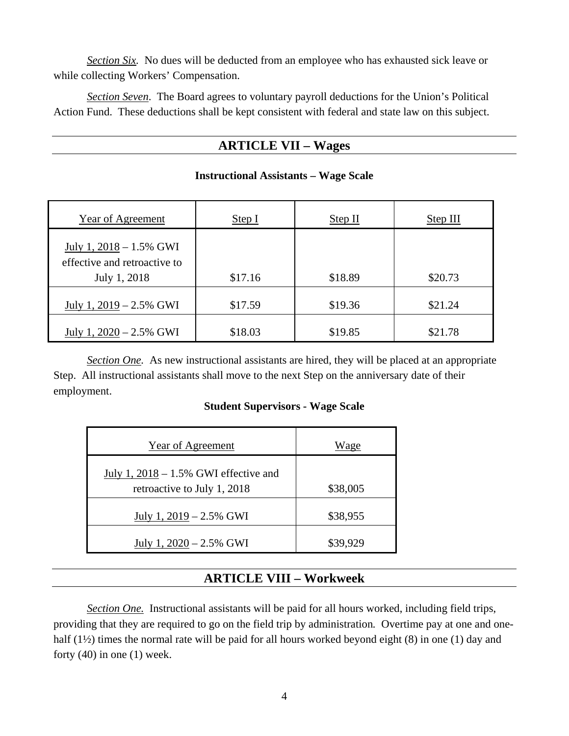*Section Six.* No dues will be deducted from an employee who has exhausted sick leave or while collecting Workers' Compensation.

*Section Seven*. The Board agrees to voluntary payroll deductions for the Union's Political Action Fund. These deductions shall be kept consistent with federal and state law on this subject.

## ARTICLE VII – Wages

**Instructional Assistants – Wage Scale**

| Year of Agreement | Step I | Step II | Step III |
|---|---|---|---|
| July 1, 2018 – 1.5% GWI effective and retroactive to July 1, 2018 | $17.16 | $18.89 | $20.73 |
| July 1, 2019 – 2.5% GWI | $17.59 | $19.36 | $21.24 |
| July 1, 2020 – 2.5% GWI | $18.03 | $19.85 | $21.78 |

*Section One.* As new instructional assistants are hired, they will be placed at an appropriate Step. All instructional assistants shall move to the next Step on the anniversary date of their employment.

**Student Supervisors - Wage Scale**

| Year of Agreement | Wage |
|---|---|
| July 1, 2018 – 1.5% GWI effective and retroactive to July 1, 2018 | $38,005 |
| July 1, 2019 – 2.5% GWI | $38,955 |
| July 1, 2020 – 2.5% GWI | $39,929 |

## ARTICLE VIII – Workweek

*Section One.* Instructional assistants will be paid for all hours worked, including field trips, providing that they are required to go on the field trip by administration. Overtime pay at one and one-half (1½) times the normal rate will be paid for all hours worked beyond eight (8) in one (1) day and forty (40) in one (1) week.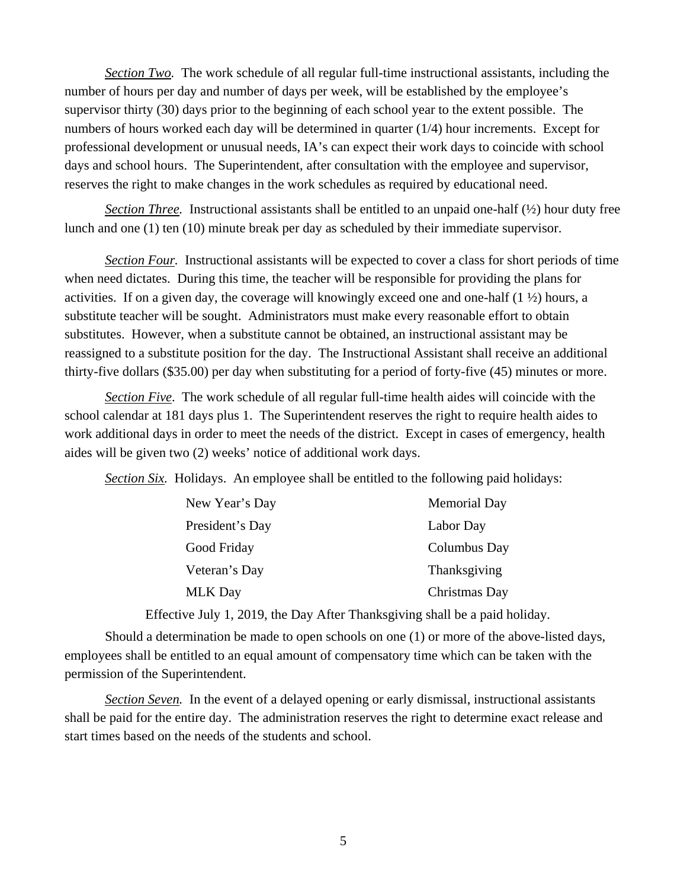*Section Two.* The work schedule of all regular full-time instructional assistants, including the number of hours per day and number of days per week, will be established by the employee's supervisor thirty (30) days prior to the beginning of each school year to the extent possible. The numbers of hours worked each day will be determined in quarter (1/4) hour increments. Except for professional development or unusual needs, IA's can expect their work days to coincide with school days and school hours. The Superintendent, after consultation with the employee and supervisor, reserves the right to make changes in the work schedules as required by educational need.

*Section Three.* Instructional assistants shall be entitled to an unpaid one-half (½) hour duty free lunch and one (1) ten (10) minute break per day as scheduled by their immediate supervisor.

*Section Four.* Instructional assistants will be expected to cover a class for short periods of time when need dictates. During this time, the teacher will be responsible for providing the plans for activities. If on a given day, the coverage will knowingly exceed one and one-half (1 ½) hours, a substitute teacher will be sought. Administrators must make every reasonable effort to obtain substitutes. However, when a substitute cannot be obtained, an instructional assistant may be reassigned to a substitute position for the day. The Instructional Assistant shall receive an additional thirty-five dollars ($35.00) per day when substituting for a period of forty-five (45) minutes or more.

*Section Five*. The work schedule of all regular full-time health aides will coincide with the school calendar at 181 days plus 1. The Superintendent reserves the right to require health aides to work additional days in order to meet the needs of the district. Except in cases of emergency, health aides will be given two (2) weeks' notice of additional work days.

*Section Six.* Holidays. An employee shall be entitled to the following paid holidays:

| | |
|---|---|
| New Year's Day | Memorial Day |
| President's Day | Labor Day |
| Good Friday | Columbus Day |
| Veteran's Day | Thanksgiving |
| MLK Day | Christmas Day |

Effective July 1, 2019, the Day After Thanksgiving shall be a paid holiday.

Should a determination be made to open schools on one (1) or more of the above-listed days, employees shall be entitled to an equal amount of compensatory time which can be taken with the permission of the Superintendent.

*Section Seven.* In the event of a delayed opening or early dismissal, instructional assistants shall be paid for the entire day. The administration reserves the right to determine exact release and start times based on the needs of the students and school.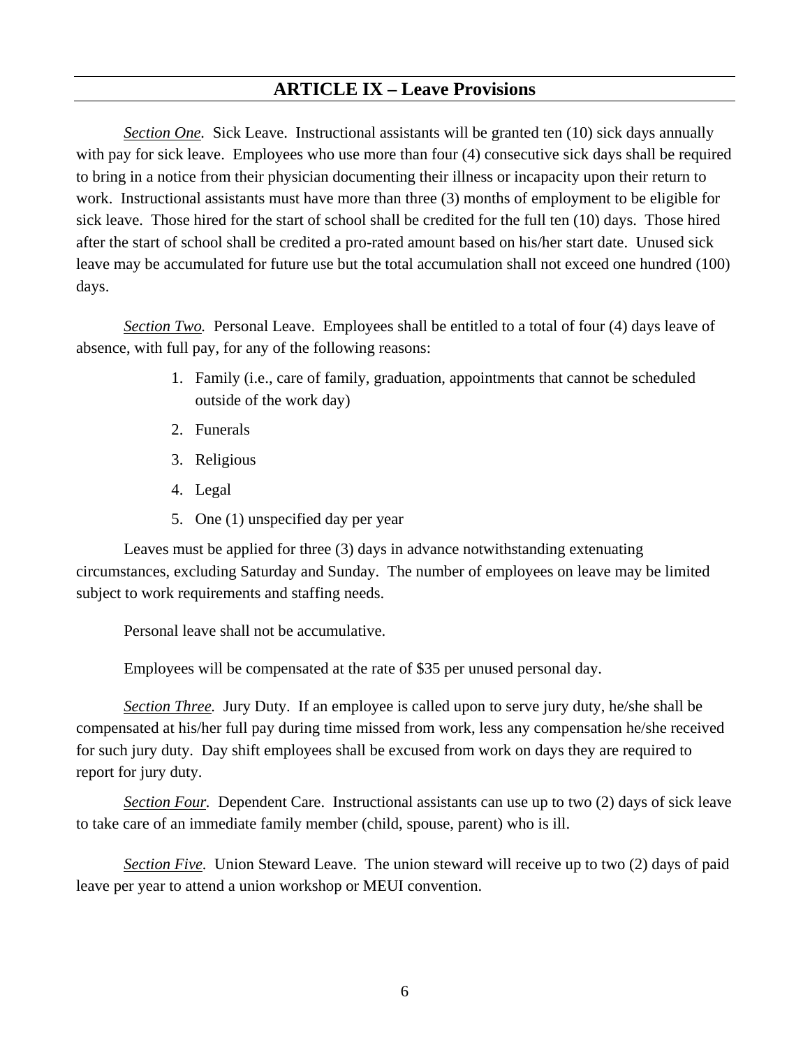## ARTICLE IX – Leave Provisions

*Section One.* Sick Leave. Instructional assistants will be granted ten (10) sick days annually with pay for sick leave. Employees who use more than four (4) consecutive sick days shall be required to bring in a notice from their physician documenting their illness or incapacity upon their return to work. Instructional assistants must have more than three (3) months of employment to be eligible for sick leave. Those hired for the start of school shall be credited for the full ten (10) days. Those hired after the start of school shall be credited a pro-rated amount based on his/her start date. Unused sick leave may be accumulated for future use but the total accumulation shall not exceed one hundred (100) days.

*Section Two.* Personal Leave. Employees shall be entitled to a total of four (4) days leave of absence, with full pay, for any of the following reasons:

1. Family (i.e., care of family, graduation, appointments that cannot be scheduled outside of the work day)
2. Funerals
3. Religious
4. Legal
5. One (1) unspecified day per year

Leaves must be applied for three (3) days in advance notwithstanding extenuating circumstances, excluding Saturday and Sunday. The number of employees on leave may be limited subject to work requirements and staffing needs.

Personal leave shall not be accumulative.

Employees will be compensated at the rate of $35 per unused personal day.

*Section Three.* Jury Duty. If an employee is called upon to serve jury duty, he/she shall be compensated at his/her full pay during time missed from work, less any compensation he/she received for such jury duty. Day shift employees shall be excused from work on days they are required to report for jury duty.

*Section Four.* Dependent Care. Instructional assistants can use up to two (2) days of sick leave to take care of an immediate family member (child, spouse, parent) who is ill.

*Section Five.* Union Steward Leave. The union steward will receive up to two (2) days of paid leave per year to attend a union workshop or MEUI convention.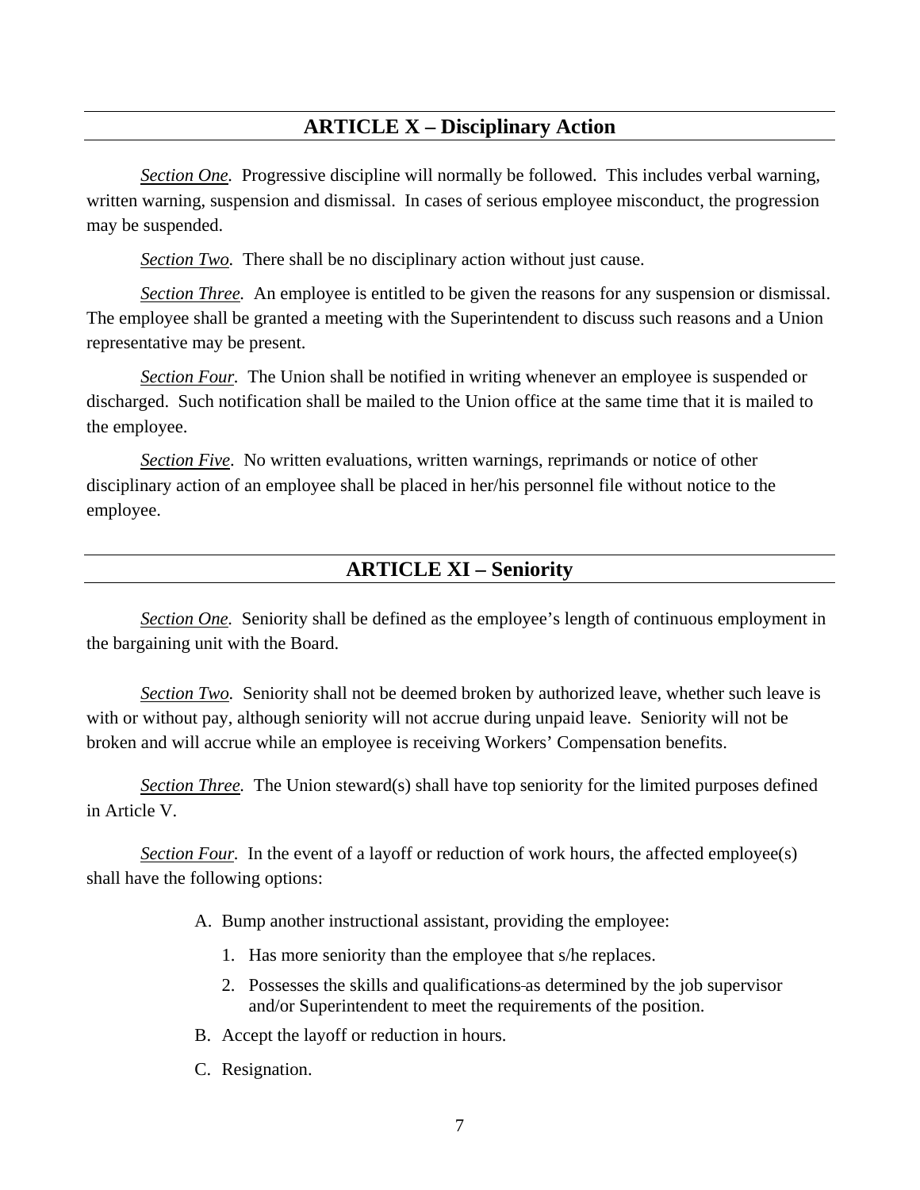## ARTICLE X – Disciplinary Action

*Section One.* Progressive discipline will normally be followed. This includes verbal warning, written warning, suspension and dismissal. In cases of serious employee misconduct, the progression may be suspended.

*Section Two.* There shall be no disciplinary action without just cause.

*Section Three.* An employee is entitled to be given the reasons for any suspension or dismissal. The employee shall be granted a meeting with the Superintendent to discuss such reasons and a Union representative may be present.

*Section Four.* The Union shall be notified in writing whenever an employee is suspended or discharged. Such notification shall be mailed to the Union office at the same time that it is mailed to the employee.

*Section Five.* No written evaluations, written warnings, reprimands or notice of other disciplinary action of an employee shall be placed in her/his personnel file without notice to the employee.

## ARTICLE XI – Seniority

*Section One.* Seniority shall be defined as the employee's length of continuous employment in the bargaining unit with the Board.

*Section Two.* Seniority shall not be deemed broken by authorized leave, whether such leave is with or without pay, although seniority will not accrue during unpaid leave. Seniority will not be broken and will accrue while an employee is receiving Workers' Compensation benefits.

*Section Three.* The Union steward(s) shall have top seniority for the limited purposes defined in Article V.

*Section Four.* In the event of a layoff or reduction of work hours, the affected employee(s) shall have the following options:

A. Bump another instructional assistant, providing the employee:
   1. Has more seniority than the employee that s/he replaces.
   2. Possesses the skills and qualifications as determined by the job supervisor and/or Superintendent to meet the requirements of the position.

B. Accept the layoff or reduction in hours.

C. Resignation.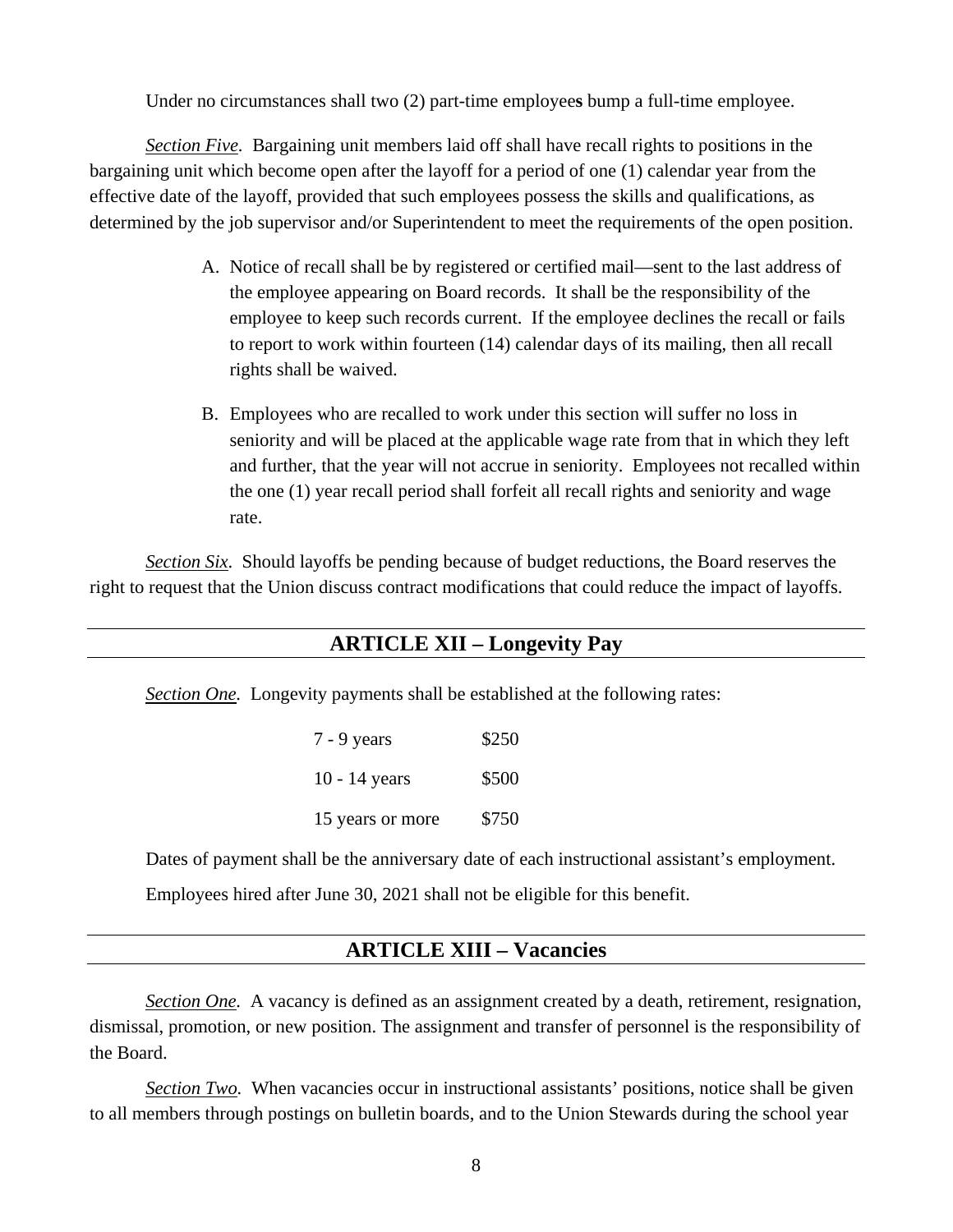Under no circumstances shall two (2) part-time employee**s** bump a full-time employee.

*Section Five*. Bargaining unit members laid off shall have recall rights to positions in the bargaining unit which become open after the layoff for a period of one (1) calendar year from the effective date of the layoff, provided that such employees possess the skills and qualifications, as determined by the job supervisor and/or Superintendent to meet the requirements of the open position.

A. Notice of recall shall be by registered or certified mail—sent to the last address of the employee appearing on Board records. It shall be the responsibility of the employee to keep such records current. If the employee declines the recall or fails to report to work within fourteen (14) calendar days of its mailing, then all recall rights shall be waived.

B. Employees who are recalled to work under this section will suffer no loss in seniority and will be placed at the applicable wage rate from that in which they left and further, that the year will not accrue in seniority. Employees not recalled within the one (1) year recall period shall forfeit all recall rights and seniority and wage rate.

*Section Six*. Should layoffs be pending because of budget reductions, the Board reserves the right to request that the Union discuss contract modifications that could reduce the impact of layoffs.

## ARTICLE XII – Longevity Pay

*Section One.* Longevity payments shall be established at the following rates:

| | |
|---|---|
| 7 - 9 years | $250 |
| 10 - 14 years | $500 |
| 15 years or more | $750 |

Dates of payment shall be the anniversary date of each instructional assistant's employment.

Employees hired after June 30, 2021 shall not be eligible for this benefit.

## ARTICLE XIII – Vacancies

*Section One.* A vacancy is defined as an assignment created by a death, retirement, resignation, dismissal, promotion, or new position. The assignment and transfer of personnel is the responsibility of the Board.

*Section Two.* When vacancies occur in instructional assistants' positions, notice shall be given to all members through postings on bulletin boards, and to the Union Stewards during the school year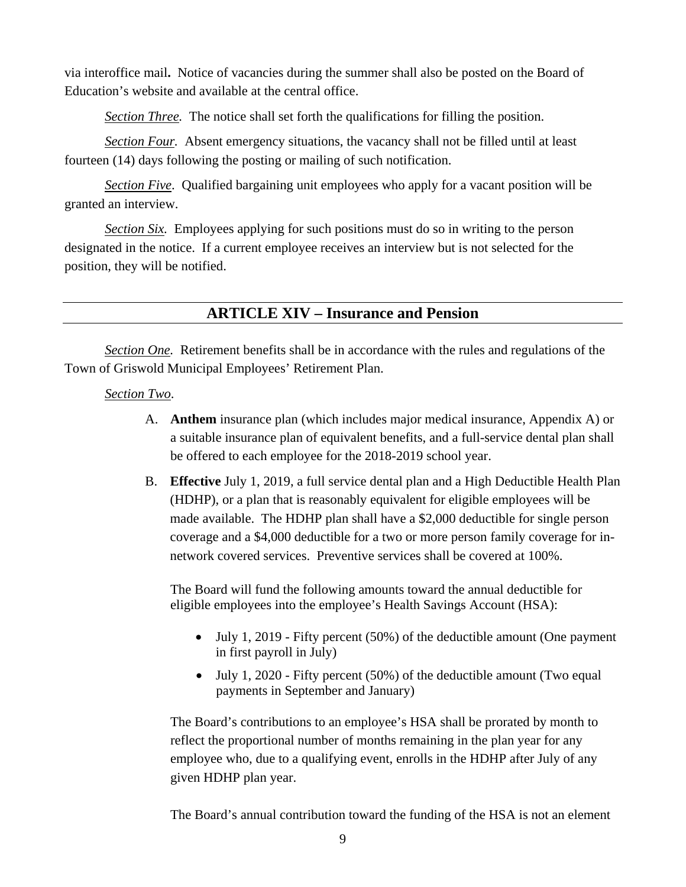via interoffice mail**.** Notice of vacancies during the summer shall also be posted on the Board of Education's website and available at the central office.

*Section Three.* The notice shall set forth the qualifications for filling the position.

*Section Four.* Absent emergency situations, the vacancy shall not be filled until at least fourteen (14) days following the posting or mailing of such notification.

*Section Five.* Qualified bargaining unit employees who apply for a vacant position will be granted an interview.

*Section Six.* Employees applying for such positions must do so in writing to the person designated in the notice. If a current employee receives an interview but is not selected for the position, they will be notified.

## ARTICLE XIV – Insurance and Pension

*Section One.* Retirement benefits shall be in accordance with the rules and regulations of the Town of Griswold Municipal Employees' Retirement Plan.

*Section Two.*

A. **Anthem** insurance plan (which includes major medical insurance, Appendix A) or a suitable insurance plan of equivalent benefits, and a full-service dental plan shall be offered to each employee for the 2018-2019 school year.

B. **Effective** July 1, 2019, a full service dental plan and a High Deductible Health Plan (HDHP), or a plan that is reasonably equivalent for eligible employees will be made available. The HDHP plan shall have a $2,000 deductible for single person coverage and a $4,000 deductible for a two or more person family coverage for in-network covered services. Preventive services shall be covered at 100%.

   The Board will fund the following amounts toward the annual deductible for eligible employees into the employee's Health Savings Account (HSA):

   - July 1, 2019 - Fifty percent (50%) of the deductible amount (One payment in first payroll in July)
   - July 1, 2020 - Fifty percent (50%) of the deductible amount (Two equal payments in September and January)

   The Board's contributions to an employee's HSA shall be prorated by month to reflect the proportional number of months remaining in the plan year for any employee who, due to a qualifying event, enrolls in the HDHP after July of any given HDHP plan year.

   The Board's annual contribution toward the funding of the HSA is not an element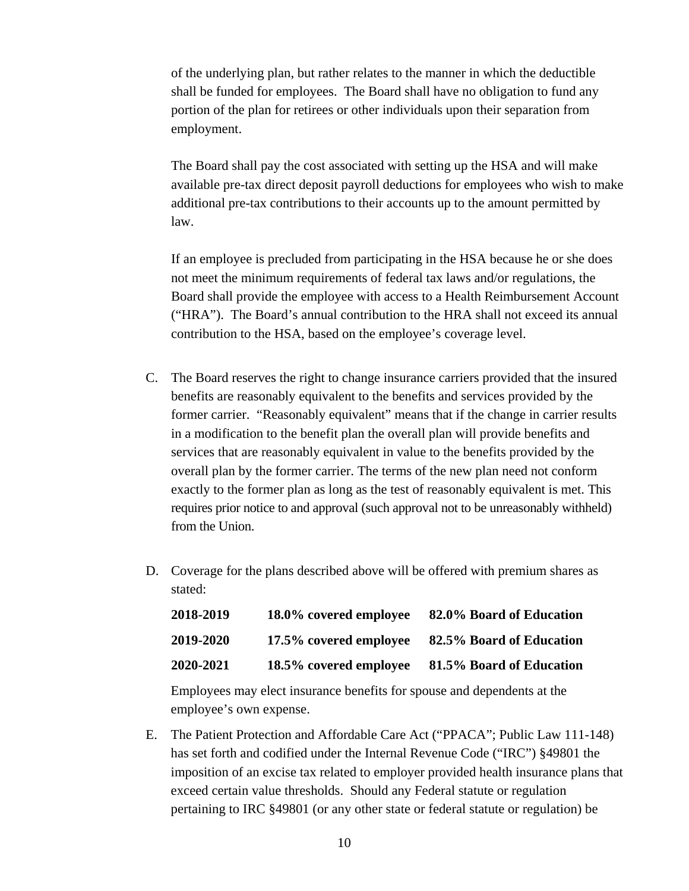of the underlying plan, but rather relates to the manner in which the deductible shall be funded for employees. The Board shall have no obligation to fund any portion of the plan for retirees or other individuals upon their separation from employment.

The Board shall pay the cost associated with setting up the HSA and will make available pre-tax direct deposit payroll deductions for employees who wish to make additional pre-tax contributions to their accounts up to the amount permitted by law.

If an employee is precluded from participating in the HSA because he or she does not meet the minimum requirements of federal tax laws and/or regulations, the Board shall provide the employee with access to a Health Reimbursement Account ("HRA"). The Board's annual contribution to the HRA shall not exceed its annual contribution to the HSA, based on the employee's coverage level.

C. The Board reserves the right to change insurance carriers provided that the insured benefits are reasonably equivalent to the benefits and services provided by the former carrier. "Reasonably equivalent" means that if the change in carrier results in a modification to the benefit plan the overall plan will provide benefits and services that are reasonably equivalent in value to the benefits provided by the overall plan by the former carrier. The terms of the new plan need not conform exactly to the former plan as long as the test of reasonably equivalent is met. This requires prior notice to and approval (such approval not to be unreasonably withheld) from the Union.

D. Coverage for the plans described above will be offered with premium shares as stated:

| | | |
|---|---|---|
| **2018-2019** | **18.0% covered employee** | **82.0% Board of Education** |
| **2019-2020** | **17.5% covered employee** | **82.5% Board of Education** |
| **2020-2021** | **18.5% covered employee** | **81.5% Board of Education** |

Employees may elect insurance benefits for spouse and dependents at the employee's own expense.

E. The Patient Protection and Affordable Care Act ("PPACA"; Public Law 111-148) has set forth and codified under the Internal Revenue Code ("IRC") §49801 the imposition of an excise tax related to employer provided health insurance plans that exceed certain value thresholds. Should any Federal statute or regulation pertaining to IRC §49801 (or any other state or federal statute or regulation) be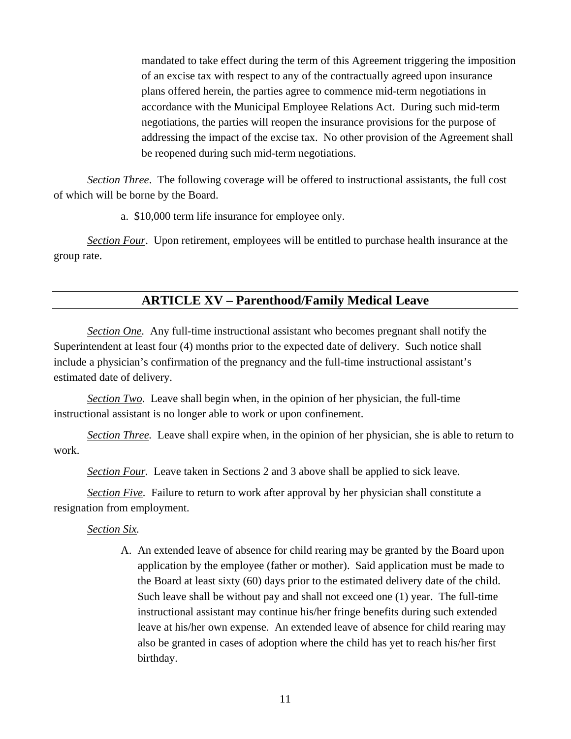mandated to take effect during the term of this Agreement triggering the imposition of an excise tax with respect to any of the contractually agreed upon insurance plans offered herein, the parties agree to commence mid-term negotiations in accordance with the Municipal Employee Relations Act. During such mid-term negotiations, the parties will reopen the insurance provisions for the purpose of addressing the impact of the excise tax. No other provision of the Agreement shall be reopened during such mid-term negotiations.

*Section Three*. The following coverage will be offered to instructional assistants, the full cost of which will be borne by the Board.

a. $10,000 term life insurance for employee only.

*Section Four*. Upon retirement, employees will be entitled to purchase health insurance at the group rate.

## ARTICLE XV – Parenthood/Family Medical Leave

*Section One.* Any full-time instructional assistant who becomes pregnant shall notify the Superintendent at least four (4) months prior to the expected date of delivery. Such notice shall include a physician's confirmation of the pregnancy and the full-time instructional assistant's estimated date of delivery.

*Section Two.* Leave shall begin when, in the opinion of her physician, the full-time instructional assistant is no longer able to work or upon confinement.

*Section Three.* Leave shall expire when, in the opinion of her physician, she is able to return to work.

*Section Four.* Leave taken in Sections 2 and 3 above shall be applied to sick leave.

*Section Five*. Failure to return to work after approval by her physician shall constitute a resignation from employment.

*Section Six.*

A. An extended leave of absence for child rearing may be granted by the Board upon application by the employee (father or mother). Said application must be made to the Board at least sixty (60) days prior to the estimated delivery date of the child. Such leave shall be without pay and shall not exceed one (1) year. The full-time instructional assistant may continue his/her fringe benefits during such extended leave at his/her own expense. An extended leave of absence for child rearing may also be granted in cases of adoption where the child has yet to reach his/her first birthday.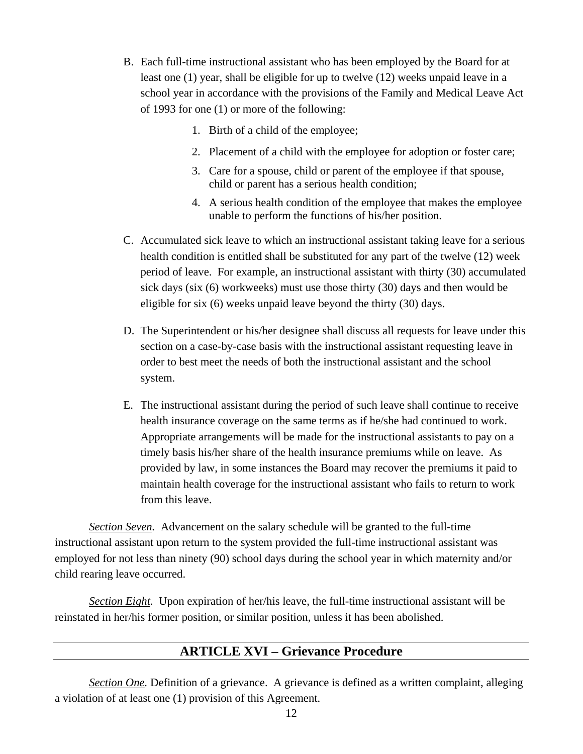B. Each full-time instructional assistant who has been employed by the Board for at least one (1) year, shall be eligible for up to twelve (12) weeks unpaid leave in a school year in accordance with the provisions of the Family and Medical Leave Act of 1993 for one (1) or more of the following:

    1. Birth of a child of the employee;
    2. Placement of a child with the employee for adoption or foster care;
    3. Care for a spouse, child or parent of the employee if that spouse, child or parent has a serious health condition;
    4. A serious health condition of the employee that makes the employee unable to perform the functions of his/her position.

C. Accumulated sick leave to which an instructional assistant taking leave for a serious health condition is entitled shall be substituted for any part of the twelve (12) week period of leave. For example, an instructional assistant with thirty (30) accumulated sick days (six (6) workweeks) must use those thirty (30) days and then would be eligible for six (6) weeks unpaid leave beyond the thirty (30) days.

D. The Superintendent or his/her designee shall discuss all requests for leave under this section on a case-by-case basis with the instructional assistant requesting leave in order to best meet the needs of both the instructional assistant and the school system.

E. The instructional assistant during the period of such leave shall continue to receive health insurance coverage on the same terms as if he/she had continued to work. Appropriate arrangements will be made for the instructional assistants to pay on a timely basis his/her share of the health insurance premiums while on leave. As provided by law, in some instances the Board may recover the premiums it paid to maintain health coverage for the instructional assistant who fails to return to work from this leave.

*Section Seven.* Advancement on the salary schedule will be granted to the full-time instructional assistant upon return to the system provided the full-time instructional assistant was employed for not less than ninety (90) school days during the school year in which maternity and/or child rearing leave occurred.

*Section Eight.* Upon expiration of her/his leave, the full-time instructional assistant will be reinstated in her/his former position, or similar position, unless it has been abolished.

## ARTICLE XVI – Grievance Procedure

*Section One.* Definition of a grievance. A grievance is defined as a written complaint, alleging a violation of at least one (1) provision of this Agreement.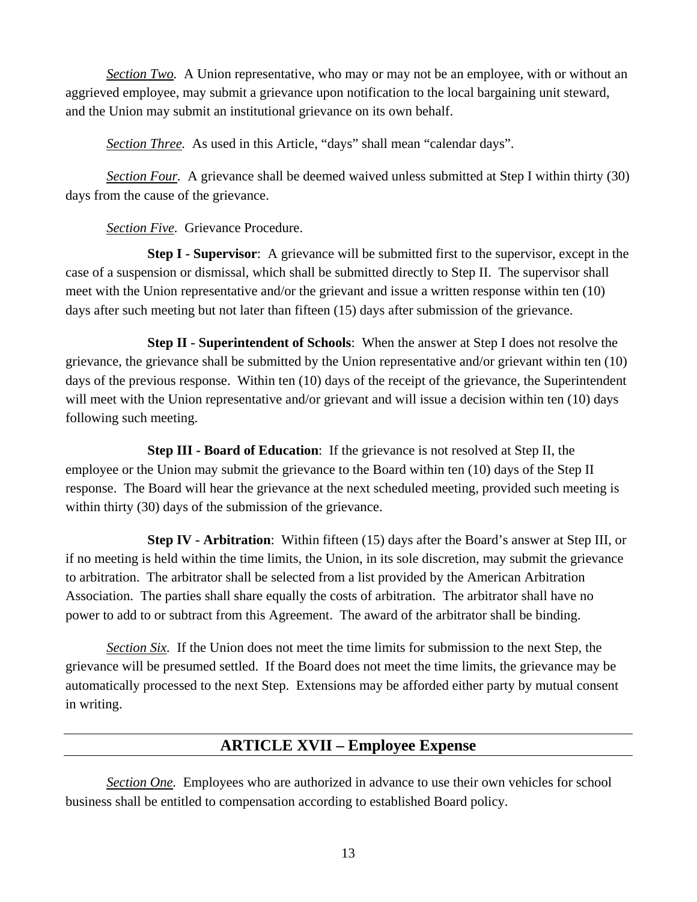*Section Two.* A Union representative, who may or may not be an employee, with or without an aggrieved employee, may submit a grievance upon notification to the local bargaining unit steward, and the Union may submit an institutional grievance on its own behalf.

*Section Three.* As used in this Article, "days" shall mean "calendar days".

*Section Four.* A grievance shall be deemed waived unless submitted at Step I within thirty (30) days from the cause of the grievance.

*Section Five.* Grievance Procedure.

**Step I - Supervisor**: A grievance will be submitted first to the supervisor, except in the case of a suspension or dismissal, which shall be submitted directly to Step II. The supervisor shall meet with the Union representative and/or the grievant and issue a written response within ten (10) days after such meeting but not later than fifteen (15) days after submission of the grievance.

**Step II - Superintendent of Schools**: When the answer at Step I does not resolve the grievance, the grievance shall be submitted by the Union representative and/or grievant within ten (10) days of the previous response. Within ten (10) days of the receipt of the grievance, the Superintendent will meet with the Union representative and/or grievant and will issue a decision within ten (10) days following such meeting.

**Step III - Board of Education**: If the grievance is not resolved at Step II, the employee or the Union may submit the grievance to the Board within ten (10) days of the Step II response. The Board will hear the grievance at the next scheduled meeting, provided such meeting is within thirty (30) days of the submission of the grievance.

**Step IV - Arbitration**: Within fifteen (15) days after the Board's answer at Step III, or if no meeting is held within the time limits, the Union, in its sole discretion, may submit the grievance to arbitration. The arbitrator shall be selected from a list provided by the American Arbitration Association. The parties shall share equally the costs of arbitration. The arbitrator shall have no power to add to or subtract from this Agreement. The award of the arbitrator shall be binding.

*Section Six.* If the Union does not meet the time limits for submission to the next Step, the grievance will be presumed settled. If the Board does not meet the time limits, the grievance may be automatically processed to the next Step. Extensions may be afforded either party by mutual consent in writing.

## ARTICLE XVII – Employee Expense

*Section One.* Employees who are authorized in advance to use their own vehicles for school business shall be entitled to compensation according to established Board policy.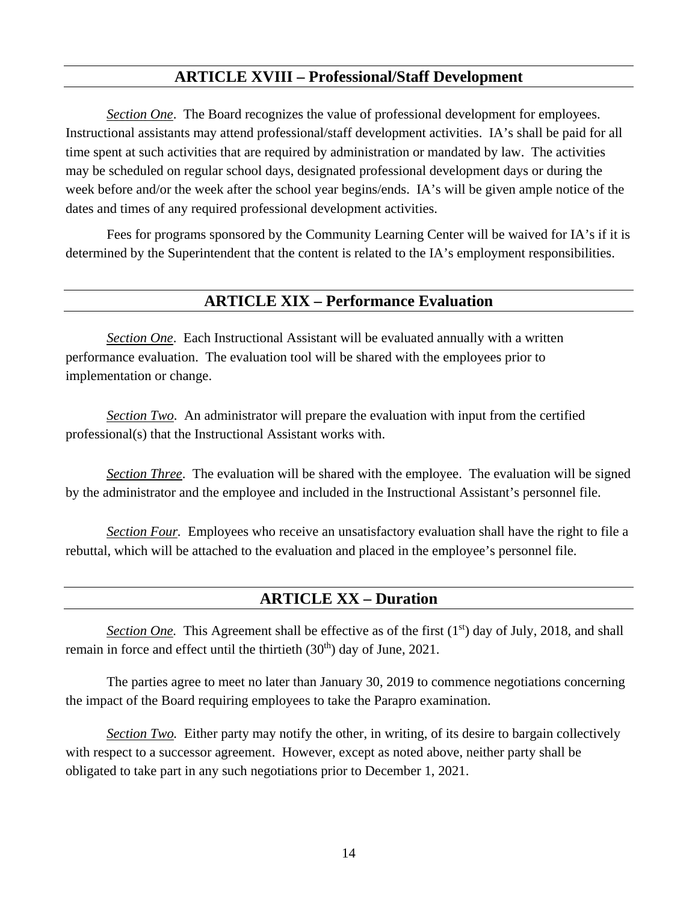## ARTICLE XVIII – Professional/Staff Development

*Section One*. The Board recognizes the value of professional development for employees. Instructional assistants may attend professional/staff development activities. IA's shall be paid for all time spent at such activities that are required by administration or mandated by law. The activities may be scheduled on regular school days, designated professional development days or during the week before and/or the week after the school year begins/ends. IA's will be given ample notice of the dates and times of any required professional development activities.

Fees for programs sponsored by the Community Learning Center will be waived for IA's if it is determined by the Superintendent that the content is related to the IA's employment responsibilities.

## ARTICLE XIX – Performance Evaluation

*Section One*. Each Instructional Assistant will be evaluated annually with a written performance evaluation. The evaluation tool will be shared with the employees prior to implementation or change.

*Section Two*. An administrator will prepare the evaluation with input from the certified professional(s) that the Instructional Assistant works with.

*Section Three*. The evaluation will be shared with the employee. The evaluation will be signed by the administrator and the employee and included in the Instructional Assistant's personnel file.

*Section Four.* Employees who receive an unsatisfactory evaluation shall have the right to file a rebuttal, which will be attached to the evaluation and placed in the employee's personnel file.

## ARTICLE XX – Duration

*Section One.* This Agreement shall be effective as of the first (1st) day of July, 2018, and shall remain in force and effect until the thirtieth (30th) day of June, 2021.

The parties agree to meet no later than January 30, 2019 to commence negotiations concerning the impact of the Board requiring employees to take the Parapro examination.

*Section Two.* Either party may notify the other, in writing, of its desire to bargain collectively with respect to a successor agreement. However, except as noted above, neither party shall be obligated to take part in any such negotiations prior to December 1, 2021.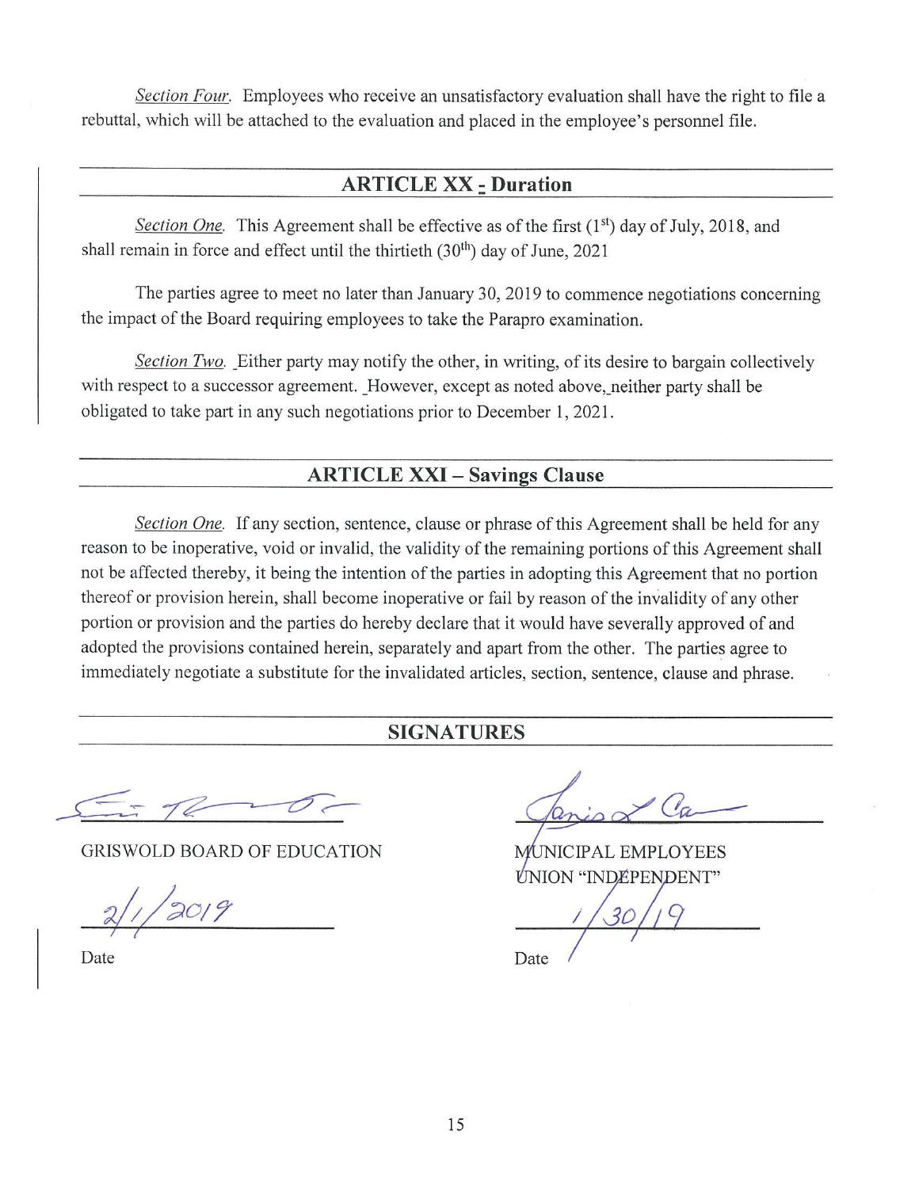*Section Four.* Employees who receive an unsatisfactory evaluation shall have the right to file a rebuttal, which will be attached to the evaluation and placed in the employee's personnel file.

## ARTICLE XX - Duration

*Section One.* This Agreement shall be effective as of the first (1st) day of July, 2018, and shall remain in force and effect until the thirtieth (30th) day of June, 2021

The parties agree to meet no later than January 30, 2019 to commence negotiations concerning the impact of the Board requiring employees to take the Parapro examination.

*Section Two.* Either party may notify the other, in writing, of its desire to bargain collectively with respect to a successor agreement. However, except as noted above, neither party shall be obligated to take part in any such negotiations prior to December 1, 2021.

## ARTICLE XXI – Savings Clause

*Section One.* If any section, sentence, clause or phrase of this Agreement shall be held for any reason to be inoperative, void or invalid, the validity of the remaining portions of this Agreement shall not be affected thereby, it being the intention of the parties in adopting this Agreement that no portion thereof or provision herein, shall become inoperative or fail by reason of the invalidity of any other portion or provision and the parties do hereby declare that it would have severally approved of and adopted the provisions contained herein, separately and apart from the other. The parties agree to immediately negotiate a substitute for the invalidated articles, section, sentence, clause and phrase.

## SIGNATURES

| | |
|---|---|
| GRISWOLD BOARD OF EDUCATION | MUNICIPAL EMPLOYEES UNION "INDEPENDENT" |
| 2/1/2019 | 1/30/19 |
| Date | Date |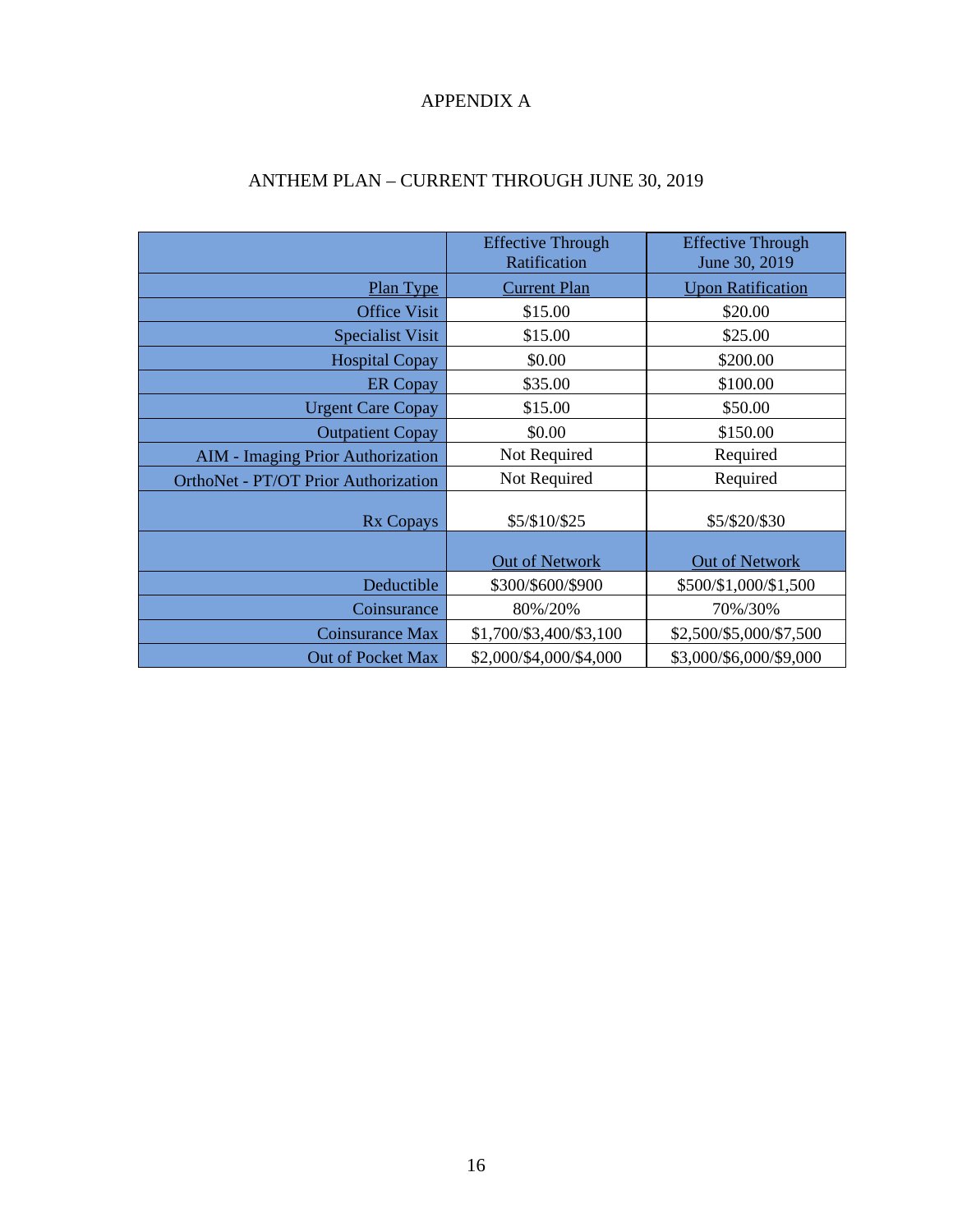# APPENDIX A

## ANTHEM PLAN – CURRENT THROUGH JUNE 30, 2019

| | Effective Through Ratification | Effective Through June 30, 2019 |
|---|---|---|
| Plan Type | Current Plan | Upon Ratification |
| Office Visit | $15.00 | $20.00 |
| Specialist Visit | $15.00 | $25.00 |
| Hospital Copay | $0.00 | $200.00 |
| ER Copay | $35.00 | $100.00 |
| Urgent Care Copay | $15.00 | $50.00 |
| Outpatient Copay | $0.00 | $150.00 |
| AIM - Imaging Prior Authorization | Not Required | Required |
| OrthoNet - PT/OT Prior Authorization | Not Required | Required |
| Rx Copays | $5/$10/$25 | $5/$20/$30 |
| | Out of Network | Out of Network |
| Deductible | $300/$600/$900 | $500/$1,000/$1,500 |
| Coinsurance | 80%/20% | 70%/30% |
| Coinsurance Max | $1,700/$3,400/$3,100 | $2,500/$5,000/$7,500 |
| Out of Pocket Max | $2,000/$4,000/$4,000 | $3,000/$6,000/$9,000 |